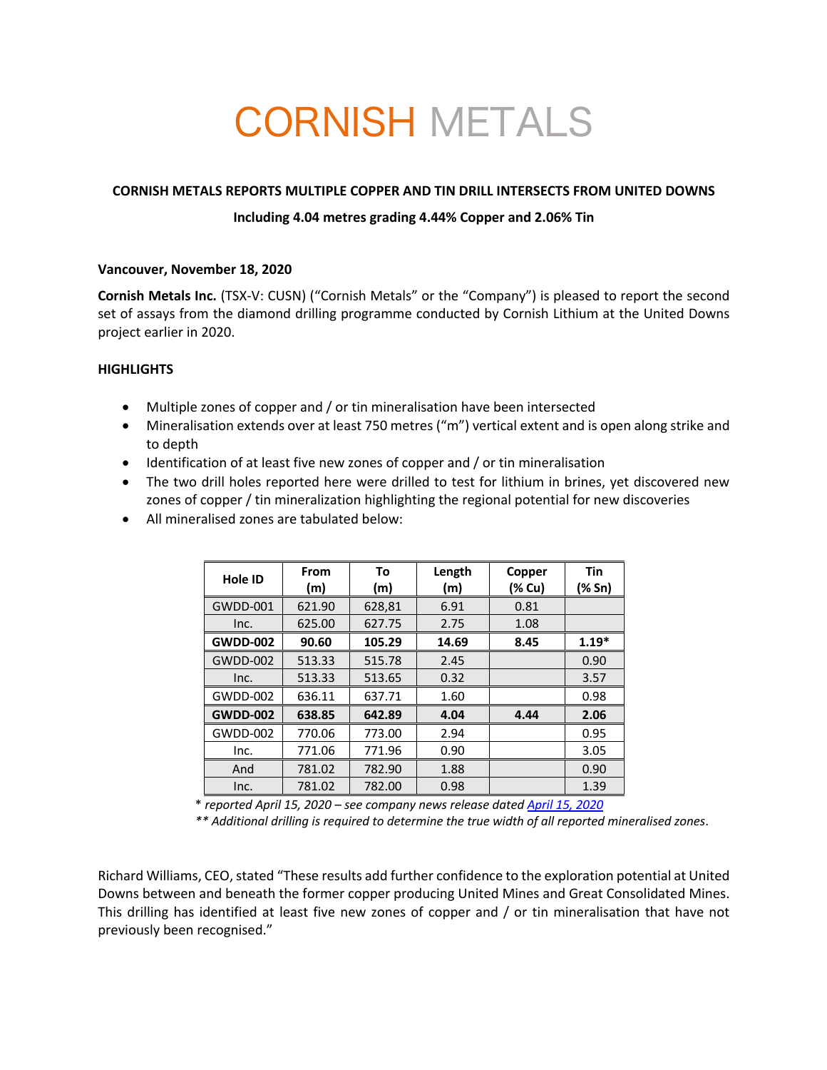# CORNISH METALS

**CORNISH METALS REPORTS MULTIPLE COPPER AND TIN DRILL INTERSECTS FROM UNITED DOWNS**

**Including 4.04 metres grading 4.44% Copper and 2.06% Tin**

**Vancouver, November 18, 2020**

**Cornish Metals Inc.** (TSX-V: CUSN) ("Cornish Metals" or the "Company") is pleased to report the second set of assays from the diamond drilling programme conducted by Cornish Lithium at the United Downs project earlier in 2020.

**HIGHLIGHTS**

- Multiple zones of copper and / or tin mineralisation have been intersected
- Mineralisation extends over at least 750 metres ("m") vertical extent and is open along strike and to depth
- Identification of at least five new zones of copper and / or tin mineralisation
- The two drill holes reported here were drilled to test for lithium in brines, yet discovered new zones of copper / tin mineralization highlighting the regional potential for new discoveries
- All mineralised zones are tabulated below:

| Hole ID | From (m) | To (m) | Length (m) | Copper (% Cu) | Tin (% Sn) |
|---|---|---|---|---|---|
| GWDD-001 | 621.90 | 628,81 | 6.91 | 0.81 | |
| Inc. | 625.00 | 627.75 | 2.75 | 1.08 | |
| **GWDD-002** | **90.60** | **105.29** | **14.69** | **8.45** | **1.19*** |
| GWDD-002 | 513.33 | 515.78 | 2.45 | | 0.90 |
| Inc. | 513.33 | 513.65 | 0.32 | | 3.57 |
| GWDD-002 | 636.11 | 637.71 | 1.60 | | 0.98 |
| **GWDD-002** | **638.85** | **642.89** | **4.04** | **4.44** | **2.06** |
| GWDD-002 | 770.06 | 773.00 | 2.94 | | 0.95 |
| Inc. | 771.06 | 771.96 | 0.90 | | 3.05 |
| And | 781.02 | 782.90 | 1.88 | | 0.90 |
| Inc. | 781.02 | 782.00 | 0.98 | | 1.39 |

*\* reported April 15, 2020 – see company news release dated April 15, 2020*

*\*\* Additional drilling is required to determine the true width of all reported mineralised zones.*

Richard Williams, CEO, stated "These results add further confidence to the exploration potential at United Downs between and beneath the former copper producing United Mines and Great Consolidated Mines. This drilling has identified at least five new zones of copper and / or tin mineralisation that have not previously been recognised."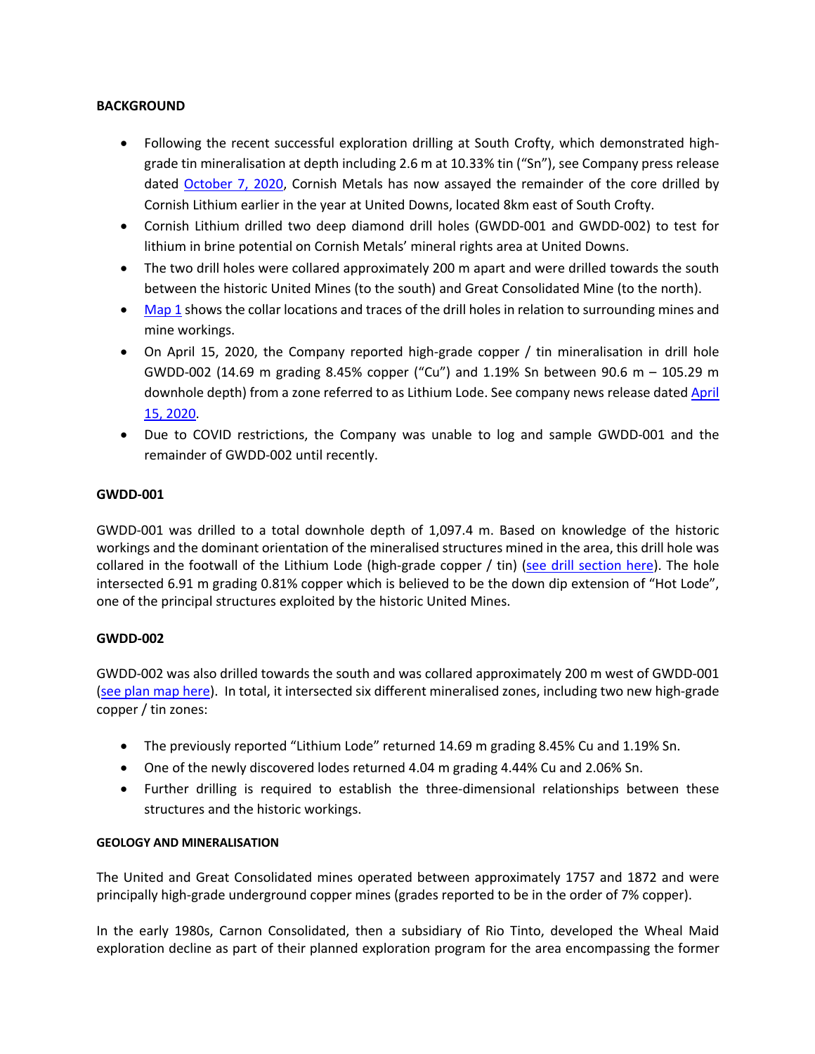## BACKGROUND

- Following the recent successful exploration drilling at South Crofty, which demonstrated high-grade tin mineralisation at depth including 2.6 m at 10.33% tin ("Sn"), see Company press release dated October 7, 2020, Cornish Metals has now assayed the remainder of the core drilled by Cornish Lithium earlier in the year at United Downs, located 8km east of South Crofty.
- Cornish Lithium drilled two deep diamond drill holes (GWDD-001 and GWDD-002) to test for lithium in brine potential on Cornish Metals' mineral rights area at United Downs.
- The two drill holes were collared approximately 200 m apart and were drilled towards the south between the historic United Mines (to the south) and Great Consolidated Mine (to the north).
- Map 1 shows the collar locations and traces of the drill holes in relation to surrounding mines and mine workings.
- On April 15, 2020, the Company reported high-grade copper / tin mineralisation in drill hole GWDD-002 (14.69 m grading 8.45% copper ("Cu") and 1.19% Sn between 90.6 m – 105.29 m downhole depth) from a zone referred to as Lithium Lode. See company news release dated April 15, 2020.
- Due to COVID restrictions, the Company was unable to log and sample GWDD-001 and the remainder of GWDD-002 until recently.

## GWDD-001

GWDD-001 was drilled to a total downhole depth of 1,097.4 m. Based on knowledge of the historic workings and the dominant orientation of the mineralised structures mined in the area, this drill hole was collared in the footwall of the Lithium Lode (high-grade copper / tin) (see drill section here). The hole intersected 6.91 m grading 0.81% copper which is believed to be the down dip extension of "Hot Lode", one of the principal structures exploited by the historic United Mines.

## GWDD-002

GWDD-002 was also drilled towards the south and was collared approximately 200 m west of GWDD-001 (see plan map here). In total, it intersected six different mineralised zones, including two new high-grade copper / tin zones:

- The previously reported "Lithium Lode" returned 14.69 m grading 8.45% Cu and 1.19% Sn.
- One of the newly discovered lodes returned 4.04 m grading 4.44% Cu and 2.06% Sn.
- Further drilling is required to establish the three-dimensional relationships between these structures and the historic workings.

### GEOLOGY AND MINERALISATION

The United and Great Consolidated mines operated between approximately 1757 and 1872 and were principally high-grade underground copper mines (grades reported to be in the order of 7% copper).

In the early 1980s, Carnon Consolidated, then a subsidiary of Rio Tinto, developed the Wheal Maid exploration decline as part of their planned exploration program for the area encompassing the former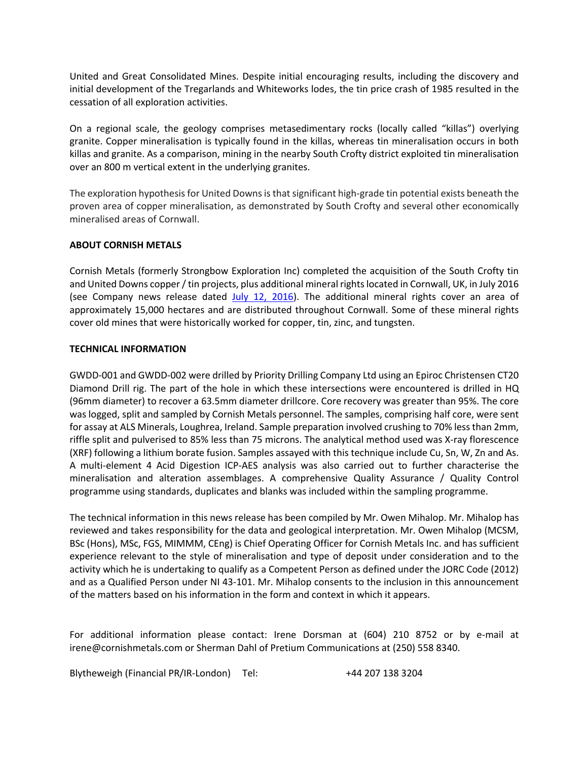United and Great Consolidated Mines. Despite initial encouraging results, including the discovery and initial development of the Tregarlands and Whiteworks lodes, the tin price crash of 1985 resulted in the cessation of all exploration activities.

On a regional scale, the geology comprises metasedimentary rocks (locally called "killas") overlying granite. Copper mineralisation is typically found in the killas, whereas tin mineralisation occurs in both killas and granite. As a comparison, mining in the nearby South Crofty district exploited tin mineralisation over an 800 m vertical extent in the underlying granites.

The exploration hypothesis for United Downs is that significant high-grade tin potential exists beneath the proven area of copper mineralisation, as demonstrated by South Crofty and several other economically mineralised areas of Cornwall.

**ABOUT CORNISH METALS**

Cornish Metals (formerly Strongbow Exploration Inc) completed the acquisition of the South Crofty tin and United Downs copper / tin projects, plus additional mineral rights located in Cornwall, UK, in July 2016 (see Company news release dated July 12, 2016). The additional mineral rights cover an area of approximately 15,000 hectares and are distributed throughout Cornwall. Some of these mineral rights cover old mines that were historically worked for copper, tin, zinc, and tungsten.

**TECHNICAL INFORMATION**

GWDD-001 and GWDD-002 were drilled by Priority Drilling Company Ltd using an Epiroc Christensen CT20 Diamond Drill rig. The part of the hole in which these intersections were encountered is drilled in HQ (96mm diameter) to recover a 63.5mm diameter drillcore. Core recovery was greater than 95%. The core was logged, split and sampled by Cornish Metals personnel. The samples, comprising half core, were sent for assay at ALS Minerals, Loughrea, Ireland. Sample preparation involved crushing to 70% less than 2mm, riffle split and pulverised to 85% less than 75 microns. The analytical method used was X-ray florescence (XRF) following a lithium borate fusion. Samples assayed with this technique include Cu, Sn, W, Zn and As. A multi-element 4 Acid Digestion ICP-AES analysis was also carried out to further characterise the mineralisation and alteration assemblages. A comprehensive Quality Assurance / Quality Control programme using standards, duplicates and blanks was included within the sampling programme.

The technical information in this news release has been compiled by Mr. Owen Mihalop. Mr. Mihalop has reviewed and takes responsibility for the data and geological interpretation. Mr. Owen Mihalop (MCSM, BSc (Hons), MSc, FGS, MIMMM, CEng) is Chief Operating Officer for Cornish Metals Inc. and has sufficient experience relevant to the style of mineralisation and type of deposit under consideration and to the activity which he is undertaking to qualify as a Competent Person as defined under the JORC Code (2012) and as a Qualified Person under NI 43-101. Mr. Mihalop consents to the inclusion in this announcement of the matters based on his information in the form and context in which it appears.

For additional information please contact: Irene Dorsman at (604) 210 8752 or by e-mail at irene@cornishmetals.com or Sherman Dahl of Pretium Communications at (250) 558 8340.

Blytheweigh (Financial PR/IR-London) Tel: +44 207 138 3204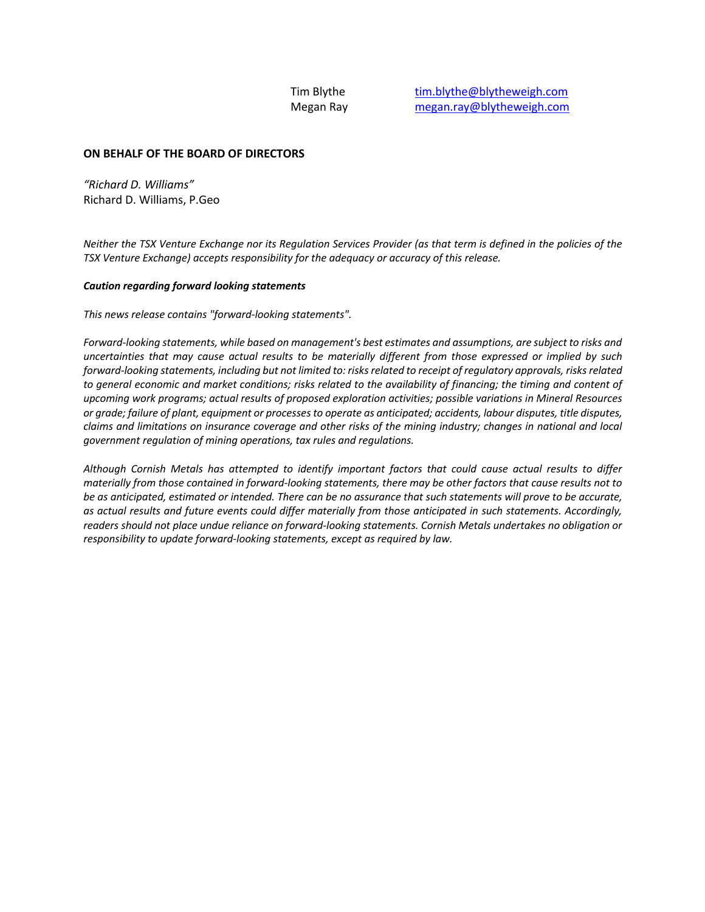Tim Blythe tim.blythe@blytheweigh.com  
Megan Ray megan.ray@blytheweigh.com

**ON BEHALF OF THE BOARD OF DIRECTORS**

*"Richard D. Williams"*  
Richard D. Williams, P.Geo

*Neither the TSX Venture Exchange nor its Regulation Services Provider (as that term is defined in the policies of the TSX Venture Exchange) accepts responsibility for the adequacy or accuracy of this release.*

***Caution regarding forward looking statements***

*This news release contains "forward-looking statements".*

*Forward-looking statements, while based on management's best estimates and assumptions, are subject to risks and uncertainties that may cause actual results to be materially different from those expressed or implied by such forward-looking statements, including but not limited to: risks related to receipt of regulatory approvals, risks related to general economic and market conditions; risks related to the availability of financing; the timing and content of upcoming work programs; actual results of proposed exploration activities; possible variations in Mineral Resources or grade; failure of plant, equipment or processes to operate as anticipated; accidents, labour disputes, title disputes, claims and limitations on insurance coverage and other risks of the mining industry; changes in national and local government regulation of mining operations, tax rules and regulations.*

*Although Cornish Metals has attempted to identify important factors that could cause actual results to differ materially from those contained in forward-looking statements, there may be other factors that cause results not to be as anticipated, estimated or intended. There can be no assurance that such statements will prove to be accurate, as actual results and future events could differ materially from those anticipated in such statements. Accordingly, readers should not place undue reliance on forward-looking statements. Cornish Metals undertakes no obligation or responsibility to update forward-looking statements, except as required by law.*